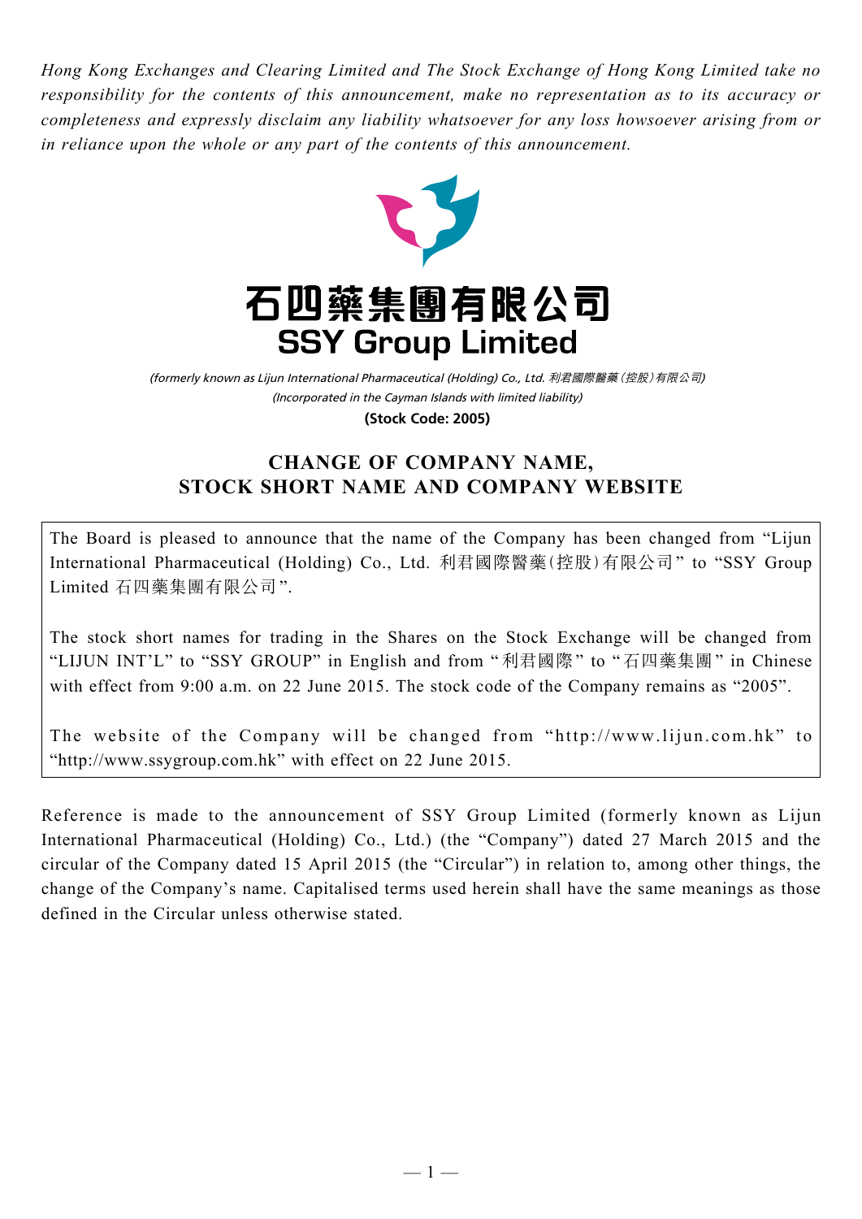*Hong Kong Exchanges and Clearing Limited and The Stock Exchange of Hong Kong Limited take no responsibility for the contents of this announcement, make no representation as to its accuracy or completeness and expressly disclaim any liability whatsoever for any loss howsoever arising from or in reliance upon the whole or any part of the contents of this announcement.*

# 石四藥集團有限公司
# SSY Group Limited

*(formerly known as Lijun International Pharmaceutical (Holding) Co., Ltd. 利君國際醫藥(控股)有限公司)*
*(Incorporated in the Cayman Islands with limited liability)*
**(Stock Code: 2005)**

## CHANGE OF COMPANY NAME, STOCK SHORT NAME AND COMPANY WEBSITE

The Board is pleased to announce that the name of the Company has been changed from "Lijun International Pharmaceutical (Holding) Co., Ltd. 利君國際醫藥(控股)有限公司" to "SSY Group Limited 石四藥集團有限公司".

The stock short names for trading in the Shares on the Stock Exchange will be changed from "LIJUN INT'L" to "SSY GROUP" in English and from "利君國際" to "石四藥集團" in Chinese with effect from 9:00 a.m. on 22 June 2015. The stock code of the Company remains as "2005".

The website of the Company will be changed from "http://www.lijun.com.hk" to "http://www.ssygroup.com.hk" with effect on 22 June 2015.

Reference is made to the announcement of SSY Group Limited (formerly known as Lijun International Pharmaceutical (Holding) Co., Ltd.) (the "Company") dated 27 March 2015 and the circular of the Company dated 15 April 2015 (the "Circular") in relation to, among other things, the change of the Company's name. Capitalised terms used herein shall have the same meanings as those defined in the Circular unless otherwise stated.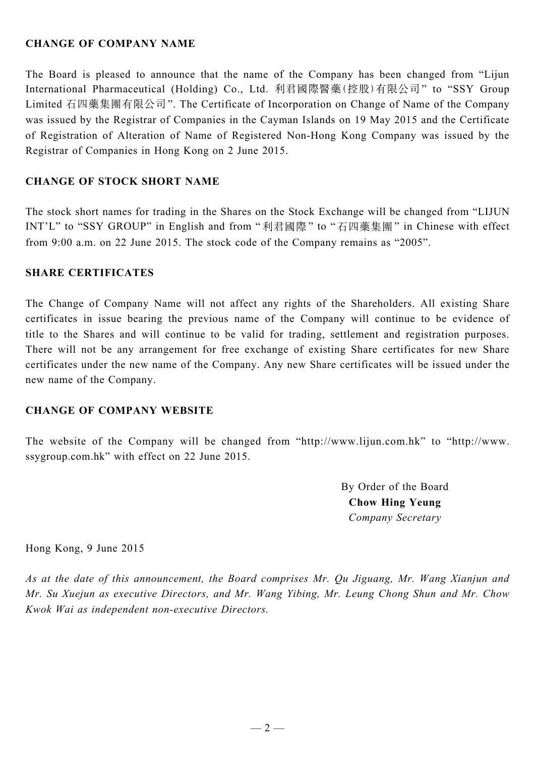## CHANGE OF COMPANY NAME

The Board is pleased to announce that the name of the Company has been changed from "Lijun International Pharmaceutical (Holding) Co., Ltd. 利君國際醫藥(控股)有限公司" to "SSY Group Limited 石四藥集團有限公司". The Certificate of Incorporation on Change of Name of the Company was issued by the Registrar of Companies in the Cayman Islands on 19 May 2015 and the Certificate of Registration of Alteration of Name of Registered Non-Hong Kong Company was issued by the Registrar of Companies in Hong Kong on 2 June 2015.

## CHANGE OF STOCK SHORT NAME

The stock short names for trading in the Shares on the Stock Exchange will be changed from "LIJUN INT'L" to "SSY GROUP" in English and from "利君國際" to "石四藥集團" in Chinese with effect from 9:00 a.m. on 22 June 2015. The stock code of the Company remains as "2005".

## SHARE CERTIFICATES

The Change of Company Name will not affect any rights of the Shareholders. All existing Share certificates in issue bearing the previous name of the Company will continue to be evidence of title to the Shares and will continue to be valid for trading, settlement and registration purposes. There will not be any arrangement for free exchange of existing Share certificates for new Share certificates under the new name of the Company. Any new Share certificates will be issued under the new name of the Company.

## CHANGE OF COMPANY WEBSITE

The website of the Company will be changed from "http://www.lijun.com.hk" to "http://www.ssygroup.com.hk" with effect on 22 June 2015.

By Order of the Board
**Chow Hing Yeung**
*Company Secretary*

Hong Kong, 9 June 2015

*As at the date of this announcement, the Board comprises Mr. Qu Jiguang, Mr. Wang Xianjun and Mr. Su Xuejun as executive Directors, and Mr. Wang Yibing, Mr. Leung Chong Shun and Mr. Chow Kwok Wai as independent non-executive Directors.*